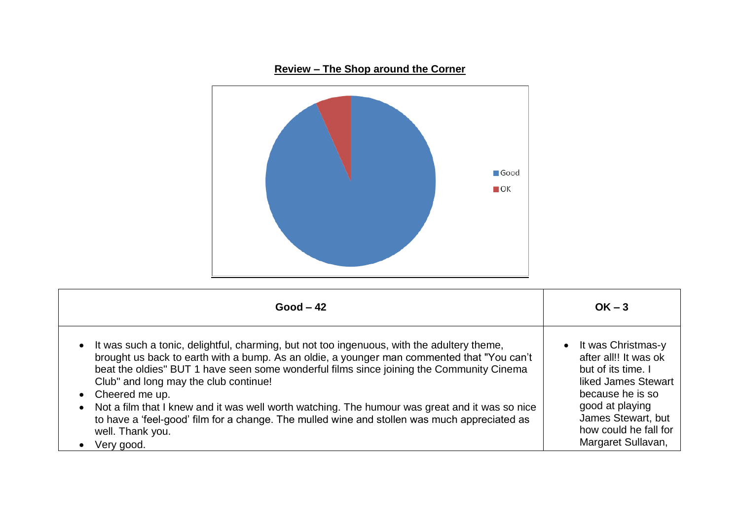**Review – The Shop around the Corner**

Good

OK

| Good – 42 | OK – 3 |
|---|---|
| • It was such a tonic, delightful, charming, but not too ingenuous, with the adultery theme, brought us back to earth with a bump. As an oldie, a younger man commented that "You can't beat the oldies" BUT 1 have seen some wonderful films since joining the Community Cinema Club" and long may the club continue!<br>• Cheered me up.<br>• Not a film that I knew and it was well worth watching. The humour was great and it was so nice to have a 'feel-good' film for a change. The mulled wine and stollen was much appreciated as well. Thank you.<br>• Very good. | • It was Christmas-y after all!! It was ok but of its time. I liked James Stewart because he is so good at playing James Stewart, but how could he fall for Margaret Sullavan, |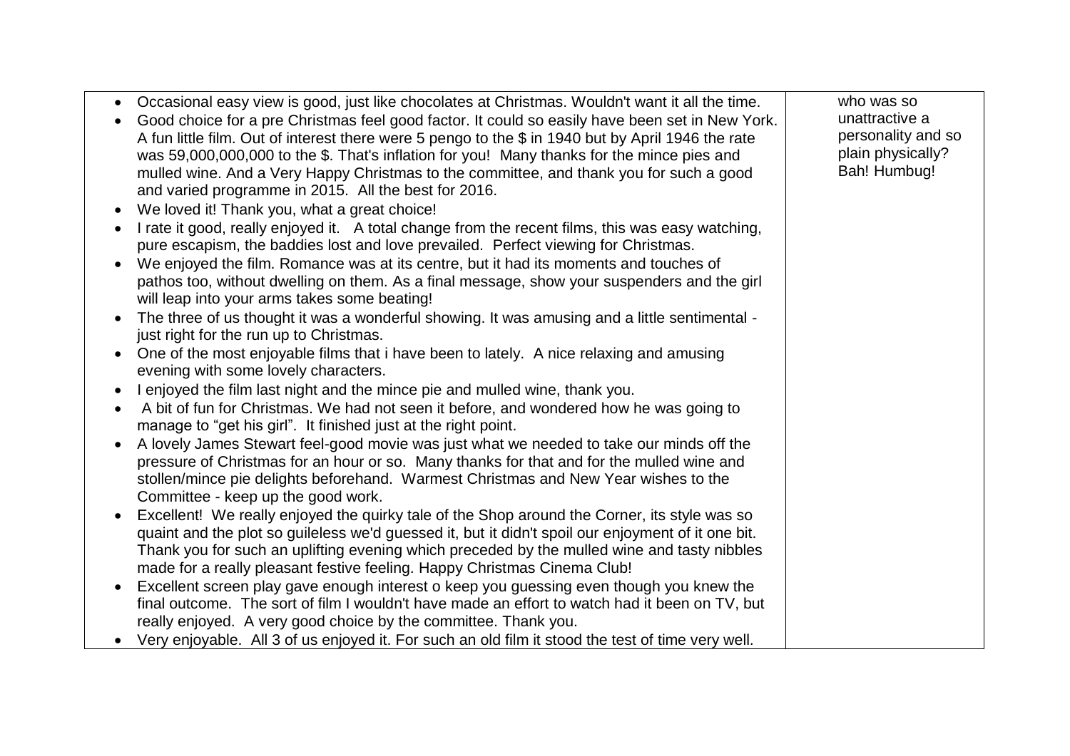| | |
|---|---|
| • Occasional easy view is good, just like chocolates at Christmas. Wouldn't want it all the time.<br>• Good choice for a pre Christmas feel good factor. It could so easily have been set in New York. A fun little film. Out of interest there were 5 pengo to the $ in 1940 but by April 1946 the rate was 59,000,000,000 to the $. That's inflation for you! Many thanks for the mince pies and mulled wine. And a Very Happy Christmas to the committee, and thank you for such a good and varied programme in 2015. All the best for 2016.<br>• We loved it! Thank you, what a great choice!<br>• I rate it good, really enjoyed it. A total change from the recent films, this was easy watching, pure escapism, the baddies lost and love prevailed. Perfect viewing for Christmas.<br>• We enjoyed the film. Romance was at its centre, but it had its moments and touches of pathos too, without dwelling on them. As a final message, show your suspenders and the girl will leap into your arms takes some beating!<br>• The three of us thought it was a wonderful showing. It was amusing and a little sentimental - just right for the run up to Christmas.<br>• One of the most enjoyable films that i have been to lately. A nice relaxing and amusing evening with some lovely characters.<br>• I enjoyed the film last night and the mince pie and mulled wine, thank you.<br>• A bit of fun for Christmas. We had not seen it before, and wondered how he was going to manage to "get his girl". It finished just at the right point.<br>• A lovely James Stewart feel-good movie was just what we needed to take our minds off the pressure of Christmas for an hour or so. Many thanks for that and for the mulled wine and stollen/mince pie delights beforehand. Warmest Christmas and New Year wishes to the Committee - keep up the good work.<br>• Excellent! We really enjoyed the quirky tale of the Shop around the Corner, its style was so quaint and the plot so guileless we'd guessed it, but it didn't spoil our enjoyment of it one bit. Thank you for such an uplifting evening which preceded by the mulled wine and tasty nibbles made for a really pleasant festive feeling. Happy Christmas Cinema Club!<br>• Excellent screen play gave enough interest o keep you guessing even though you knew the final outcome. The sort of film I wouldn't have made an effort to watch had it been on TV, but really enjoyed. A very good choice by the committee. Thank you.<br>• Very enjoyable. All 3 of us enjoyed it. For such an old film it stood the test of time very well. | who was so unattractive a personality and so plain physically? Bah! Humbug! |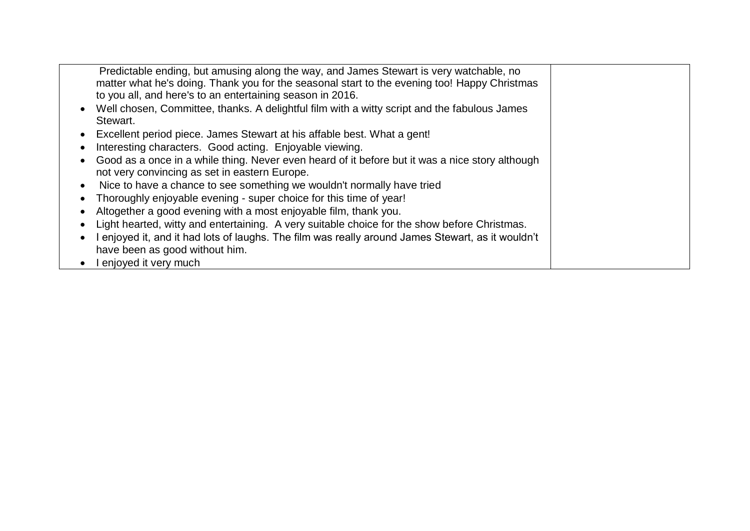| | |
|---|---|
| Predictable ending, but amusing along the way, and James Stewart is very watchable, no matter what he's doing. Thank you for the seasonal start to the evening too! Happy Christmas to you all, and here's to an entertaining season in 2016.<br>• Well chosen, Committee, thanks. A delightful film with a witty script and the fabulous James Stewart.<br>• Excellent period piece. James Stewart at his affable best. What a gent!<br>• Interesting characters. Good acting. Enjoyable viewing.<br>• Good as a once in a while thing. Never even heard of it before but it was a nice story although not very convincing as set in eastern Europe.<br>• Nice to have a chance to see something we wouldn't normally have tried<br>• Thoroughly enjoyable evening - super choice for this time of year!<br>• Altogether a good evening with a most enjoyable film, thank you.<br>• Light hearted, witty and entertaining. A very suitable choice for the show before Christmas.<br>• I enjoyed it, and it had lots of laughs. The film was really around James Stewart, as it wouldn't have been as good without him.<br>• I enjoyed it very much | |